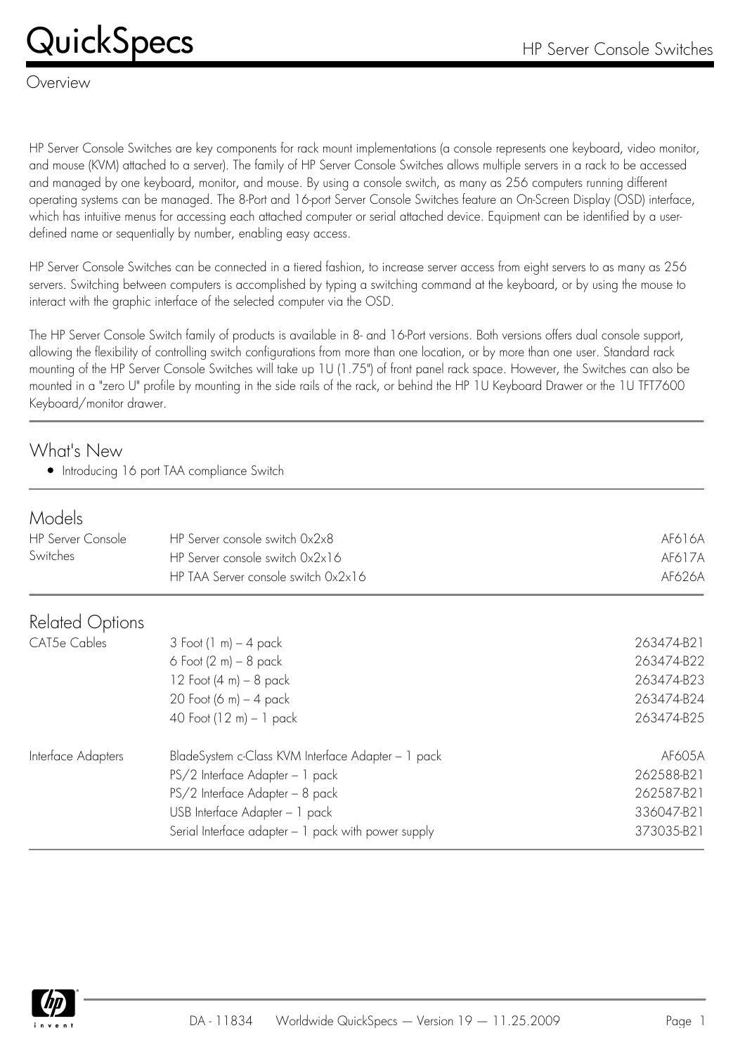# QuickSpecs

## HP Server Console Switches

### Overview

HP Server Console Switches are key components for rack mount implementations (a console represents one keyboard, video monitor, and mouse (KVM) attached to a server). The family of HP Server Console Switches allows multiple servers in a rack to be accessed and managed by one keyboard, monitor, and mouse. By using a console switch, as many as 256 computers running different operating systems can be managed. The 8-Port and 16-port Server Console Switches feature an On-Screen Display (OSD) interface, which has intuitive menus for accessing each attached computer or serial attached device. Equipment can be identified by a user-defined name or sequentially by number, enabling easy access.

HP Server Console Switches can be connected in a tiered fashion, to increase server access from eight servers to as many as 256 servers. Switching between computers is accomplished by typing a switching command at the keyboard, or by using the mouse to interact with the graphic interface of the selected computer via the OSD.

The HP Server Console Switch family of products is available in 8- and 16-Port versions. Both versions offers dual console support, allowing the flexibility of controlling switch configurations from more than one location, or by more than one user. Standard rack mounting of the HP Server Console Switches will take up 1U (1.75") of front panel rack space. However, the Switches can also be mounted in a "zero U" profile by mounting in the side rails of the rack, or behind the HP 1U Keyboard Drawer or the 1U TFT7600 Keyboard/monitor drawer.

### What's New

- Introducing 16 port TAA compliance Switch

### Models

| | | |
|---|---|---|
| HP Server Console Switches | HP Server console switch 0x2x8 | AF616A |
| | HP Server console switch 0x2x16 | AF617A |
| | HP TAA Server console switch 0x2x16 | AF626A |

### Related Options

| | | |
|---|---|---|
| CAT5e Cables | 3 Foot (1 m) – 4 pack | 263474-B21 |
| | 6 Foot (2 m) – 8 pack | 263474-B22 |
| | 12 Foot (4 m) – 8 pack | 263474-B23 |
| | 20 Foot (6 m) – 4 pack | 263474-B24 |
| | 40 Foot (12 m) – 1 pack | 263474-B25 |
| Interface Adapters | BladeSystem c-Class KVM Interface Adapter – 1 pack | AF605A |
| | PS/2 Interface Adapter – 1 pack | 262588-B21 |
| | PS/2 Interface Adapter – 8 pack | 262587-B21 |
| | USB Interface Adapter – 1 pack | 336047-B21 |
| | Serial Interface adapter – 1 pack with power supply | 373035-B21 |

DA - 11834 Worldwide QuickSpecs — Version 19 — 11.25.2009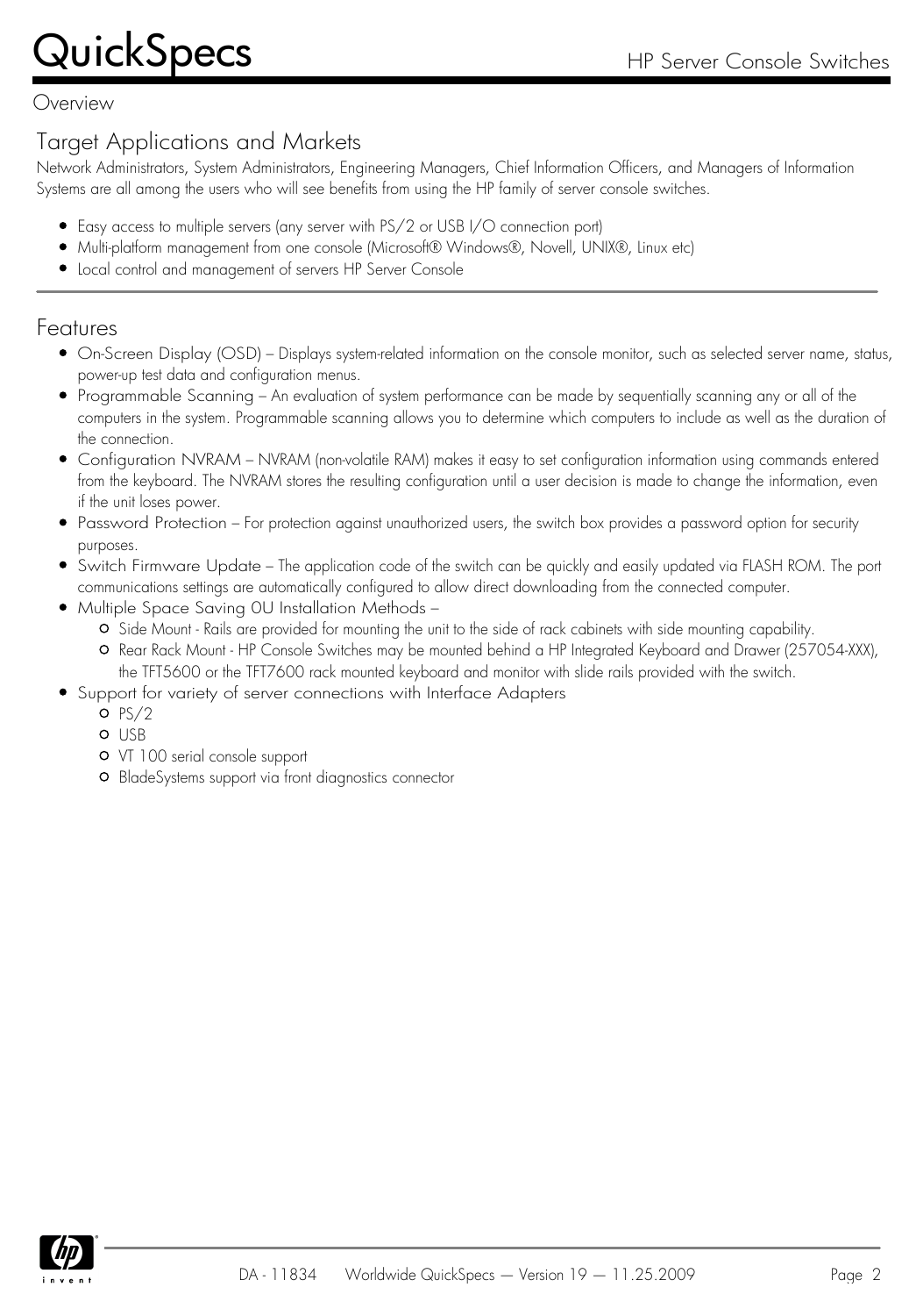## Overview

### Target Applications and Markets

Network Administrators, System Administrators, Engineering Managers, Chief Information Officers, and Managers of Information Systems are all among the users who will see benefits from using the HP family of server console switches.

- Easy access to multiple servers (any server with PS/2 or USB I/O connection port)
- Multi-platform management from one console (Microsoft® Windows®, Novell, UNIX®, Linux etc)
- Local control and management of servers HP Server Console

### Features

- On-Screen Display (OSD) – Displays system-related information on the console monitor, such as selected server name, status, power-up test data and configuration menus.
- Programmable Scanning – An evaluation of system performance can be made by sequentially scanning any or all of the computers in the system. Programmable scanning allows you to determine which computers to include as well as the duration of the connection.
- Configuration NVRAM – NVRAM (non-volatile RAM) makes it easy to set configuration information using commands entered from the keyboard. The NVRAM stores the resulting configuration until a user decision is made to change the information, even if the unit loses power.
- Password Protection – For protection against unauthorized users, the switch box provides a password option for security purposes.
- Switch Firmware Update – The application code of the switch can be quickly and easily updated via FLASH ROM. The port communications settings are automatically configured to allow direct downloading from the connected computer.
- Multiple Space Saving 0U Installation Methods –
  - Side Mount - Rails are provided for mounting the unit to the side of rack cabinets with side mounting capability.
  - Rear Rack Mount - HP Console Switches may be mounted behind a HP Integrated Keyboard and Drawer (257054-XXX), the TFT5600 or the TFT7600 rack mounted keyboard and monitor with slide rails provided with the switch.
- Support for variety of server connections with Interface Adapters
  - PS/2
  - USB
  - VT 100 serial console support
  - BladeSystems support via front diagnostics connector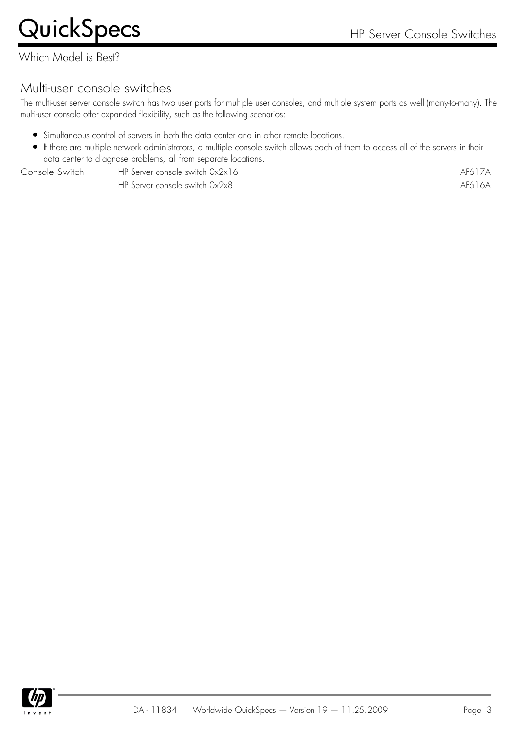## Which Model is Best?

### Multi-user console switches

The multi-user server console switch has two user ports for multiple user consoles, and multiple system ports as well (many-to-many). The multi-user console offer expanded flexibility, such as the following scenarios:

- Simultaneous control of servers in both the data center and in other remote locations.
- If there are multiple network administrators, a multiple console switch allows each of them to access all of the servers in their data center to diagnose problems, all from separate locations.

| | | |
|---|---|---|
| Console Switch | HP Server console switch 0x2x16 | AF617A |
| | HP Server console switch 0x2x8 | AF616A |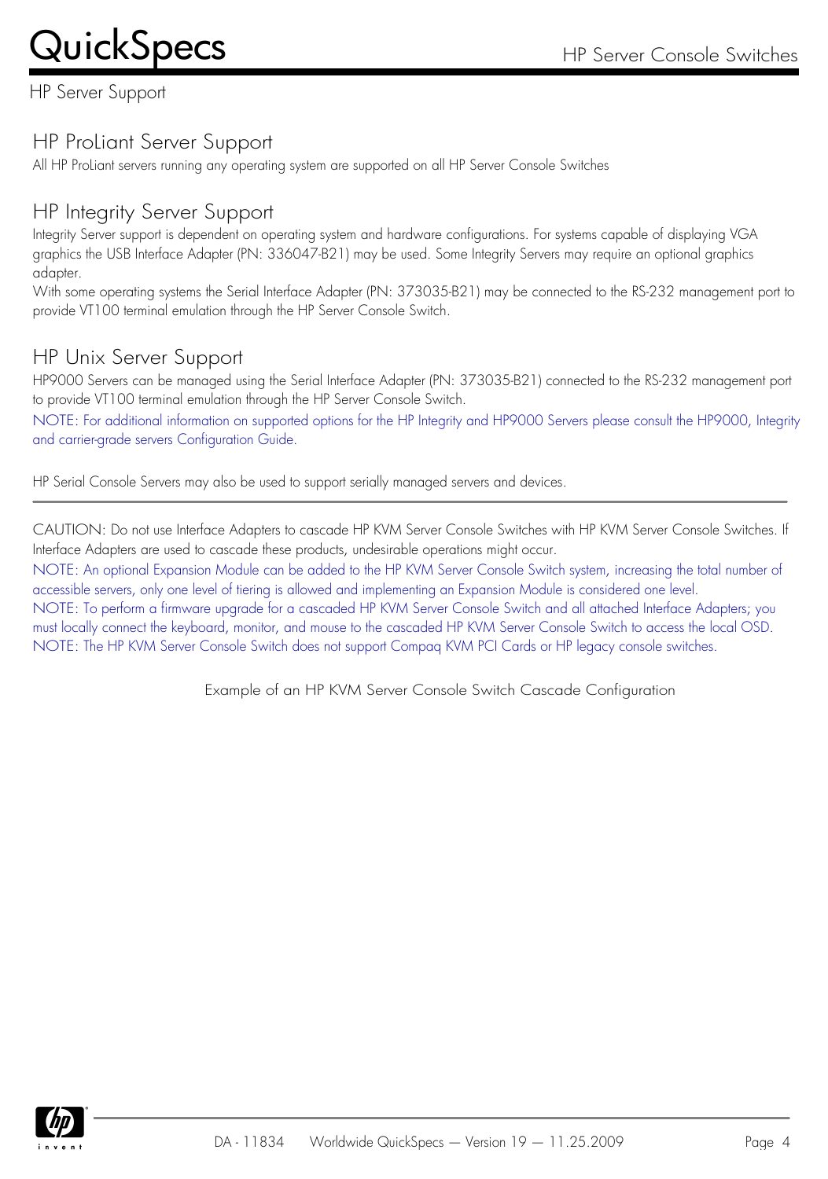## HP Server Support

### HP ProLiant Server Support

All HP ProLiant servers running any operating system are supported on all HP Server Console Switches

### HP Integrity Server Support

Integrity Server support is dependent on operating system and hardware configurations. For systems capable of displaying VGA graphics the USB Interface Adapter (PN: 336047-B21) may be used. Some Integrity Servers may require an optional graphics adapter.

With some operating systems the Serial Interface Adapter (PN: 373035-B21) may be connected to the RS-232 management port to provide VT100 terminal emulation through the HP Server Console Switch.

### HP Unix Server Support

HP9000 Servers can be managed using the Serial Interface Adapter (PN: 373035-B21) connected to the RS-232 management port to provide VT100 terminal emulation through the HP Server Console Switch.

NOTE: For additional information on supported options for the HP Integrity and HP9000 Servers please consult the HP9000, Integrity and carrier-grade servers Configuration Guide.

HP Serial Console Servers may also be used to support serially managed servers and devices.

---

CAUTION: Do not use Interface Adapters to cascade HP KVM Server Console Switches with HP KVM Server Console Switches. If Interface Adapters are used to cascade these products, undesirable operations might occur.

NOTE: An optional Expansion Module can be added to the HP KVM Server Console Switch system, increasing the total number of accessible servers, only one level of tiering is allowed and implementing an Expansion Module is considered one level.

NOTE: To perform a firmware upgrade for a cascaded HP KVM Server Console Switch and all attached Interface Adapters; you must locally connect the keyboard, monitor, and mouse to the cascaded HP KVM Server Console Switch to access the local OSD.

NOTE: The HP KVM Server Console Switch does not support Compaq KVM PCI Cards or HP legacy console switches.

Example of an HP KVM Server Console Switch Cascade Configuration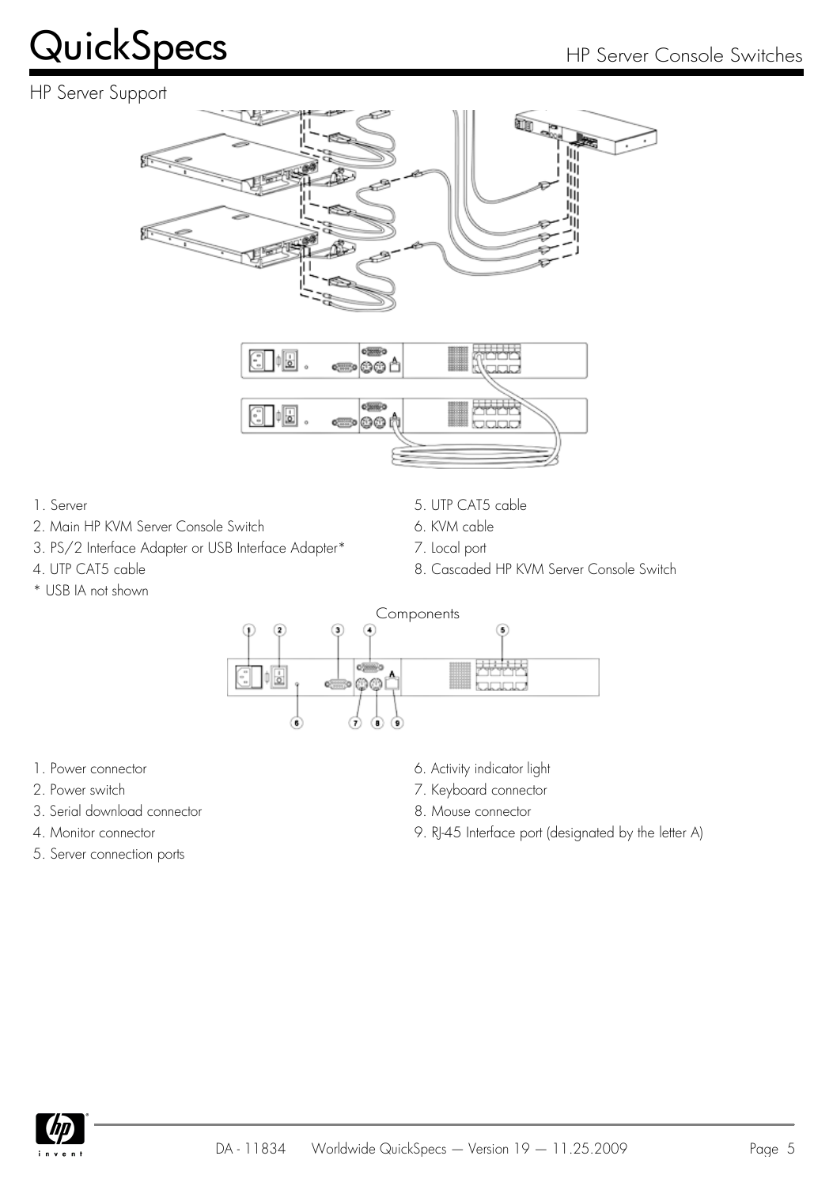## HP Server Support

1. Server
2. Main HP KVM Server Console Switch
3. PS/2 Interface Adapter or USB Interface Adapter*
4. UTP CAT5 cable
5. UTP CAT5 cable
6. KVM cable
7. Local port
8. Cascaded HP KVM Server Console Switch

\* USB IA not shown

Components

1. Power connector
2. Power switch
3. Serial download connector
4. Monitor connector
5. Server connection ports
6. Activity indicator light
7. Keyboard connector
8. Mouse connector
9. RJ-45 Interface port (designated by the letter A)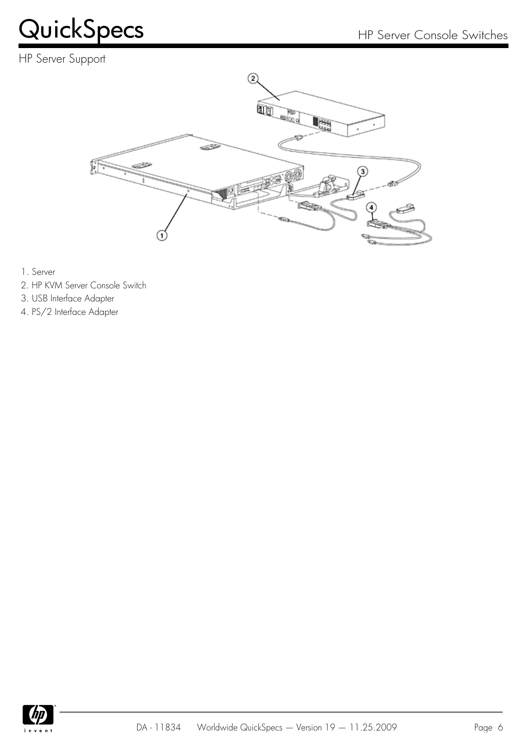## HP Server Support

1. Server
2. HP KVM Server Console Switch
3. USB Interface Adapter
4. PS/2 Interface Adapter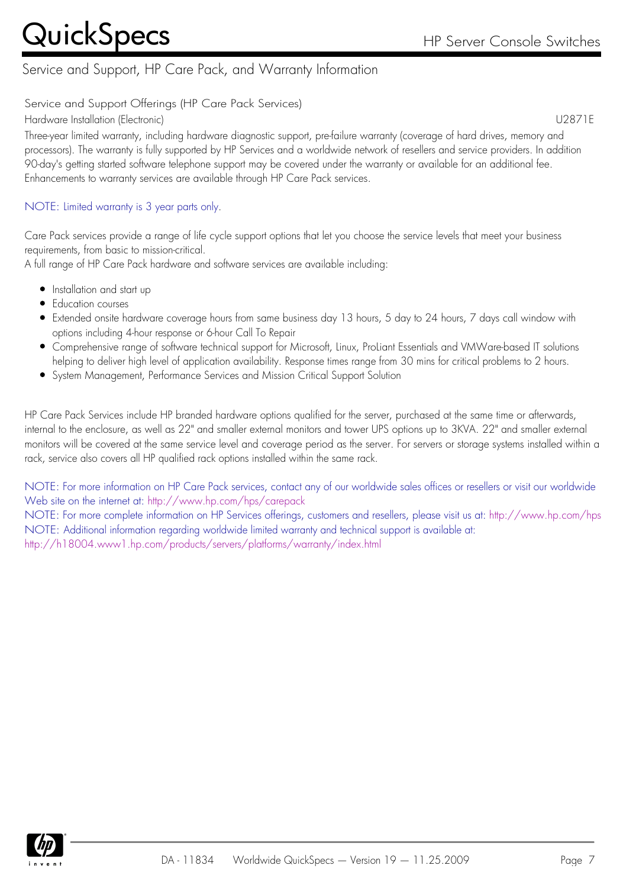## Service and Support, HP Care Pack, and Warranty Information

### Service and Support Offerings (HP Care Pack Services)

Hardware Installation (Electronic) U2871E

Three-year limited warranty, including hardware diagnostic support, pre-failure warranty (coverage of hard drives, memory and processors). The warranty is fully supported by HP Services and a worldwide network of resellers and service providers. In addition 90-day's getting started software telephone support may be covered under the warranty or available for an additional fee. Enhancements to warranty services are available through HP Care Pack services.

NOTE: Limited warranty is 3 year parts only.

Care Pack services provide a range of life cycle support options that let you choose the service levels that meet your business requirements, from basic to mission-critical.
A full range of HP Care Pack hardware and software services are available including:

- Installation and start up
- Education courses
- Extended onsite hardware coverage hours from same business day 13 hours, 5 day to 24 hours, 7 days call window with options including 4-hour response or 6-hour Call To Repair
- Comprehensive range of software technical support for Microsoft, Linux, ProLiant Essentials and VMWare-based IT solutions helping to deliver high level of application availability. Response times range from 30 mins for critical problems to 2 hours.
- System Management, Performance Services and Mission Critical Support Solution

HP Care Pack Services include HP branded hardware options qualified for the server, purchased at the same time or afterwards, internal to the enclosure, as well as 22" and smaller external monitors and tower UPS options up to 3KVA. 22" and smaller external monitors will be covered at the same service level and coverage period as the server. For servers or storage systems installed within a rack, service also covers all HP qualified rack options installed within the same rack.

NOTE: For more information on HP Care Pack services, contact any of our worldwide sales offices or resellers or visit our worldwide Web site on the internet at: http://www.hp.com/hps/carepack
NOTE: For more complete information on HP Services offerings, customers and resellers, please visit us at: http://www.hp.com/hps
NOTE: Additional information regarding worldwide limited warranty and technical support is available at: http://h18004.www1.hp.com/products/servers/platforms/warranty/index.html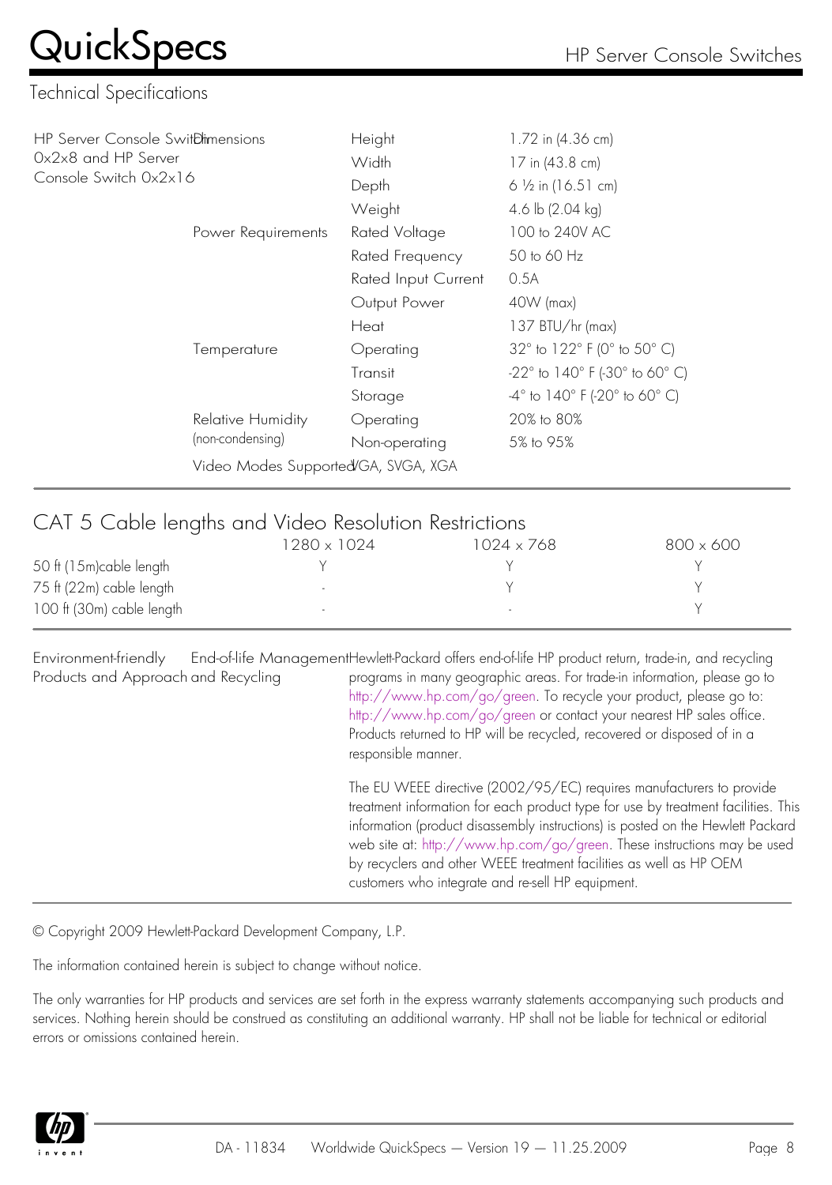## Technical Specifications

| | | | |
|---|---|---|---|
| HP Server Console Switch 0x2x8 and HP Server Console Switch 0x2x16 | Dimensions | Height | 1.72 in (4.36 cm) |
| | | Width | 17 in (43.8 cm) |
| | | Depth | 6 ½ in (16.51 cm) |
| | | Weight | 4.6 lb (2.04 kg) |
| | Power Requirements | Rated Voltage | 100 to 240V AC |
| | | Rated Frequency | 50 to 60 Hz |
| | | Rated Input Current | 0.5A |
| | | Output Power | 40W (max) |
| | | Heat | 137 BTU/hr (max) |
| | Temperature | Operating | 32° to 122° F (0° to 50° C) |
| | | Transit | -22° to 140° F (-30° to 60° C) |
| | | Storage | -4° to 140° F (-20° to 60° C) |
| | Relative Humidity (non-condensing) | Operating | 20% to 80% |
| | | Non-operating | 5% to 95% |
| | Video Modes Supported | VGA, SVGA, XGA | |

## CAT 5 Cable lengths and Video Resolution Restrictions

| | 1280 x 1024 | 1024 x 768 | 800 x 600 |
|---|---|---|---|
| 50 ft (15m)cable length | Y | Y | Y |
| 75 ft (22m) cable length | - | Y | Y |
| 100 ft (30m) cable length | - | - | Y |

| | | |
|---|---|---|
| Environment-friendly Products and Approach | End-of-life Management and Recycling | Hewlett-Packard offers end-of-life HP product return, trade-in, and recycling programs in many geographic areas. For trade-in information, please go to http://www.hp.com/go/green. To recycle your product, please go to: http://www.hp.com/go/green or contact your nearest HP sales office. Products returned to HP will be recycled, recovered or disposed of in a responsible manner.<br><br>The EU WEEE directive (2002/95/EC) requires manufacturers to provide treatment information for each product type for use by treatment facilities. This information (product disassembly instructions) is posted on the Hewlett Packard web site at: http://www.hp.com/go/green. These instructions may be used by recyclers and other WEEE treatment facilities as well as HP OEM customers who integrate and re-sell HP equipment. |

© Copyright 2009 Hewlett-Packard Development Company, L.P.

The information contained herein is subject to change without notice.

The only warranties for HP products and services are set forth in the express warranty statements accompanying such products and services. Nothing herein should be construed as constituting an additional warranty. HP shall not be liable for technical or editorial errors or omissions contained herein.

DA - 11834 Worldwide QuickSpecs — Version 19 — 11.25.2009